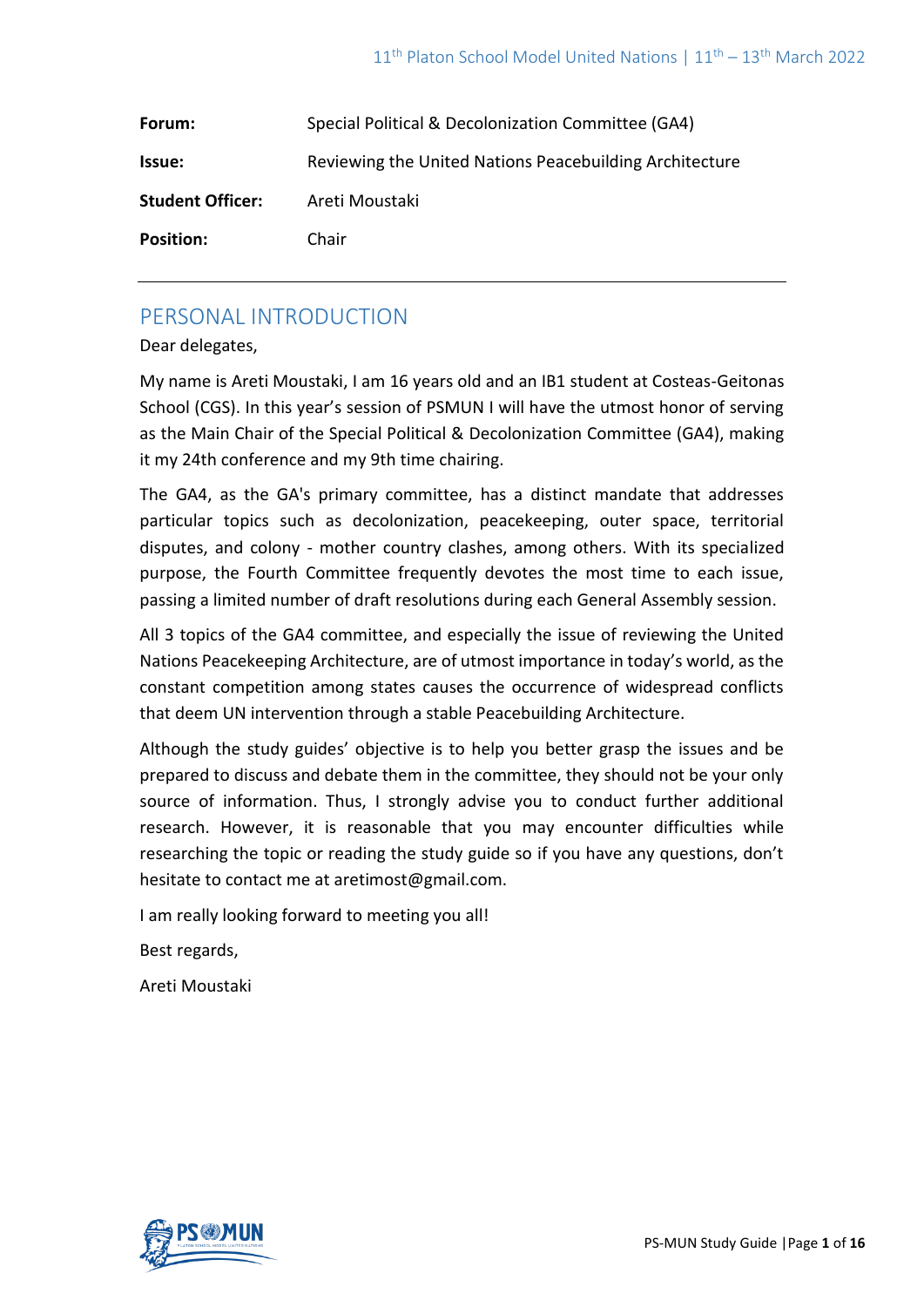| | |
|---|---|
| **Forum:** | Special Political & Decolonization Committee (GA4) |
| **Issue:** | Reviewing the United Nations Peacebuilding Architecture |
| **Student Officer:** | Areti Moustaki |
| **Position:** | Chair |

## PERSONAL INTRODUCTION

Dear delegates,

My name is Areti Moustaki, I am 16 years old and an IB1 student at Costeas-Geitonas School (CGS). In this year's session of PSMUN I will have the utmost honor of serving as the Main Chair of the Special Political & Decolonization Committee (GA4), making it my 24th conference and my 9th time chairing.

The GA4, as the GA's primary committee, has a distinct mandate that addresses particular topics such as decolonization, peacekeeping, outer space, territorial disputes, and colony - mother country clashes, among others. With its specialized purpose, the Fourth Committee frequently devotes the most time to each issue, passing a limited number of draft resolutions during each General Assembly session.

All 3 topics of the GA4 committee, and especially the issue of reviewing the United Nations Peacekeeping Architecture, are of utmost importance in today's world, as the constant competition among states causes the occurrence of widespread conflicts that deem UN intervention through a stable Peacebuilding Architecture.

Although the study guides' objective is to help you better grasp the issues and be prepared to discuss and debate them in the committee, they should not be your only source of information. Thus, I strongly advise you to conduct further additional research. However, it is reasonable that you may encounter difficulties while researching the topic or reading the study guide so if you have any questions, don't hesitate to contact me at aretimost@gmail.com.

I am really looking forward to meeting you all!

Best regards,

Areti Moustaki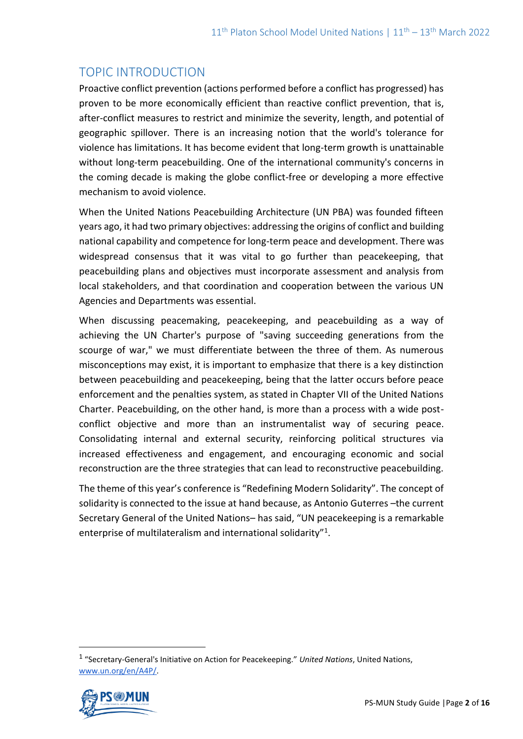## TOPIC INTRODUCTION

Proactive conflict prevention (actions performed before a conflict has progressed) has proven to be more economically efficient than reactive conflict prevention, that is, after-conflict measures to restrict and minimize the severity, length, and potential of geographic spillover. There is an increasing notion that the world's tolerance for violence has limitations. It has become evident that long-term growth is unattainable without long-term peacebuilding. One of the international community's concerns in the coming decade is making the globe conflict-free or developing a more effective mechanism to avoid violence.

When the United Nations Peacebuilding Architecture (UN PBA) was founded fifteen years ago, it had two primary objectives: addressing the origins of conflict and building national capability and competence for long-term peace and development. There was widespread consensus that it was vital to go further than peacekeeping, that peacebuilding plans and objectives must incorporate assessment and analysis from local stakeholders, and that coordination and cooperation between the various UN Agencies and Departments was essential.

When discussing peacemaking, peacekeeping, and peacebuilding as a way of achieving the UN Charter's purpose of "saving succeeding generations from the scourge of war," we must differentiate between the three of them. As numerous misconceptions may exist, it is important to emphasize that there is a key distinction between peacebuilding and peacekeeping, being that the latter occurs before peace enforcement and the penalties system, as stated in Chapter VII of the United Nations Charter. Peacebuilding, on the other hand, is more than a process with a wide post-conflict objective and more than an instrumentalist way of securing peace. Consolidating internal and external security, reinforcing political structures via increased effectiveness and engagement, and encouraging economic and social reconstruction are the three strategies that can lead to reconstructive peacebuilding.

The theme of this year's conference is "Redefining Modern Solidarity". The concept of solidarity is connected to the issue at hand because, as Antonio Guterres –the current Secretary General of the United Nations– has said, "UN peacekeeping is a remarkable enterprise of multilateralism and international solidarity"[1].

---

[1] "Secretary-General's Initiative on Action for Peacekeeping." *United Nations*, United Nations, www.un.org/en/A4P/.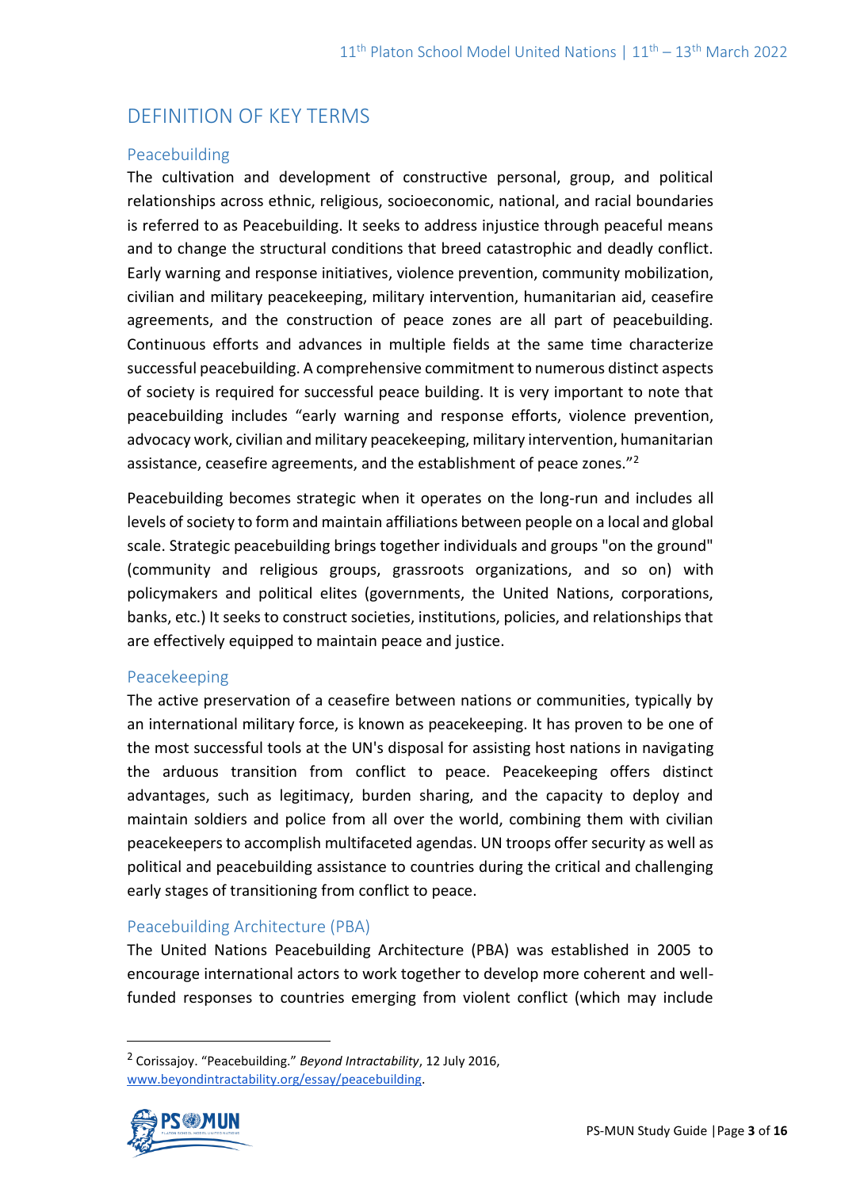## DEFINITION OF KEY TERMS

### Peacebuilding

The cultivation and development of constructive personal, group, and political relationships across ethnic, religious, socioeconomic, national, and racial boundaries is referred to as Peacebuilding. It seeks to address injustice through peaceful means and to change the structural conditions that breed catastrophic and deadly conflict. Early warning and response initiatives, violence prevention, community mobilization, civilian and military peacekeeping, military intervention, humanitarian aid, ceasefire agreements, and the construction of peace zones are all part of peacebuilding. Continuous efforts and advances in multiple fields at the same time characterize successful peacebuilding. A comprehensive commitment to numerous distinct aspects of society is required for successful peace building. It is very important to note that peacebuilding includes "early warning and response efforts, violence prevention, advocacy work, civilian and military peacekeeping, military intervention, humanitarian assistance, ceasefire agreements, and the establishment of peace zones."[2]

Peacebuilding becomes strategic when it operates on the long-run and includes all levels of society to form and maintain affiliations between people on a local and global scale. Strategic peacebuilding brings together individuals and groups "on the ground" (community and religious groups, grassroots organizations, and so on) with policymakers and political elites (governments, the United Nations, corporations, banks, etc.) It seeks to construct societies, institutions, policies, and relationships that are effectively equipped to maintain peace and justice.

### Peacekeeping

The active preservation of a ceasefire between nations or communities, typically by an international military force, is known as peacekeeping. It has proven to be one of the most successful tools at the UN's disposal for assisting host nations in navigating the arduous transition from conflict to peace. Peacekeeping offers distinct advantages, such as legitimacy, burden sharing, and the capacity to deploy and maintain soldiers and police from all over the world, combining them with civilian peacekeepers to accomplish multifaceted agendas. UN troops offer security as well as political and peacebuilding assistance to countries during the critical and challenging early stages of transitioning from conflict to peace.

### Peacebuilding Architecture (PBA)

The United Nations Peacebuilding Architecture (PBA) was established in 2005 to encourage international actors to work together to develop more coherent and well-funded responses to countries emerging from violent conflict (which may include

---

[2] Corissajoy. "Peacebuilding." *Beyond Intractability*, 12 July 2016, www.beyondintractability.org/essay/peacebuilding.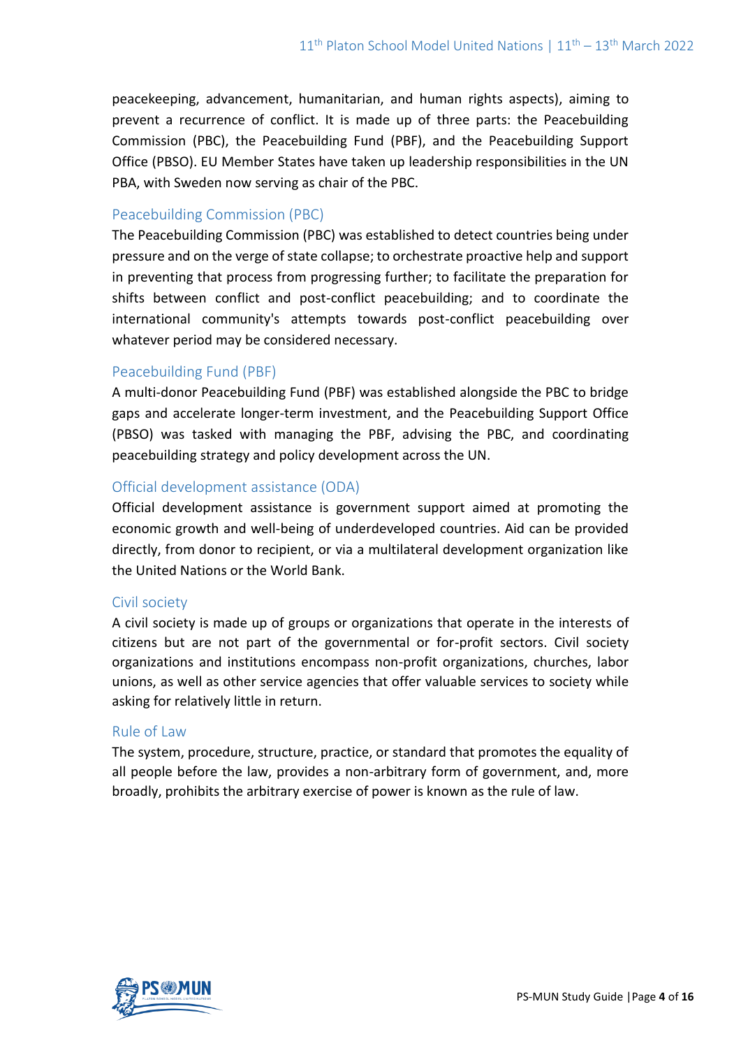peacekeeping, advancement, humanitarian, and human rights aspects), aiming to prevent a recurrence of conflict. It is made up of three parts: the Peacebuilding Commission (PBC), the Peacebuilding Fund (PBF), and the Peacebuilding Support Office (PBSO). EU Member States have taken up leadership responsibilities in the UN PBA, with Sweden now serving as chair of the PBC.

### Peacebuilding Commission (PBC)

The Peacebuilding Commission (PBC) was established to detect countries being under pressure and on the verge of state collapse; to orchestrate proactive help and support in preventing that process from progressing further; to facilitate the preparation for shifts between conflict and post-conflict peacebuilding; and to coordinate the international community's attempts towards post-conflict peacebuilding over whatever period may be considered necessary.

### Peacebuilding Fund (PBF)

A multi-donor Peacebuilding Fund (PBF) was established alongside the PBC to bridge gaps and accelerate longer-term investment, and the Peacebuilding Support Office (PBSO) was tasked with managing the PBF, advising the PBC, and coordinating peacebuilding strategy and policy development across the UN.

### Official development assistance (ODA)

Official development assistance is government support aimed at promoting the economic growth and well-being of underdeveloped countries. Aid can be provided directly, from donor to recipient, or via a multilateral development organization like the United Nations or the World Bank.

### Civil society

A civil society is made up of groups or organizations that operate in the interests of citizens but are not part of the governmental or for-profit sectors. Civil society organizations and institutions encompass non-profit organizations, churches, labor unions, as well as other service agencies that offer valuable services to society while asking for relatively little in return.

### Rule of Law

The system, procedure, structure, practice, or standard that promotes the equality of all people before the law, provides a non-arbitrary form of government, and, more broadly, prohibits the arbitrary exercise of power is known as the rule of law.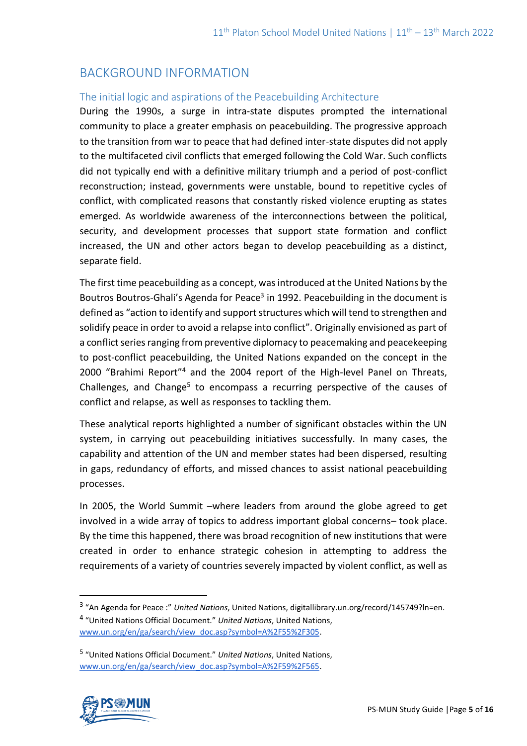## BACKGROUND INFORMATION

### The initial logic and aspirations of the Peacebuilding Architecture

During the 1990s, a surge in intra-state disputes prompted the international community to place a greater emphasis on peacebuilding. The progressive approach to the transition from war to peace that had defined inter-state disputes did not apply to the multifaceted civil conflicts that emerged following the Cold War. Such conflicts did not typically end with a definitive military triumph and a period of post-conflict reconstruction; instead, governments were unstable, bound to repetitive cycles of conflict, with complicated reasons that constantly risked violence erupting as states emerged. As worldwide awareness of the interconnections between the political, security, and development processes that support state formation and conflict increased, the UN and other actors began to develop peacebuilding as a distinct, separate field.

The first time peacebuilding as a concept, was introduced at the United Nations by the Boutros Boutros-Ghali's Agenda for Peace[3] in 1992. Peacebuilding in the document is defined as "action to identify and support structures which will tend to strengthen and solidify peace in order to avoid a relapse into conflict". Originally envisioned as part of a conflict series ranging from preventive diplomacy to peacemaking and peacekeeping to post-conflict peacebuilding, the United Nations expanded on the concept in the 2000 "Brahimi Report"[4] and the 2004 report of the High-level Panel on Threats, Challenges, and Change[5] to encompass a recurring perspective of the causes of conflict and relapse, as well as responses to tackling them.

These analytical reports highlighted a number of significant obstacles within the UN system, in carrying out peacebuilding initiatives successfully. In many cases, the capability and attention of the UN and member states had been dispersed, resulting in gaps, redundancy of efforts, and missed chances to assist national peacebuilding processes.

In 2005, the World Summit –where leaders from around the globe agreed to get involved in a wide array of topics to address important global concerns– took place. By the time this happened, there was broad recognition of new institutions that were created in order to enhance strategic cohesion in attempting to address the requirements of a variety of countries severely impacted by violent conflict, as well as

---

[3] "An Agenda for Peace :" *United Nations*, United Nations, digitallibrary.un.org/record/145749?ln=en.

[4] "United Nations Official Document." *United Nations*, United Nations, www.un.org/en/ga/search/view_doc.asp?symbol=A%2F55%2F305.

[5] "United Nations Official Document." *United Nations*, United Nations, www.un.org/en/ga/search/view_doc.asp?symbol=A%2F59%2F565.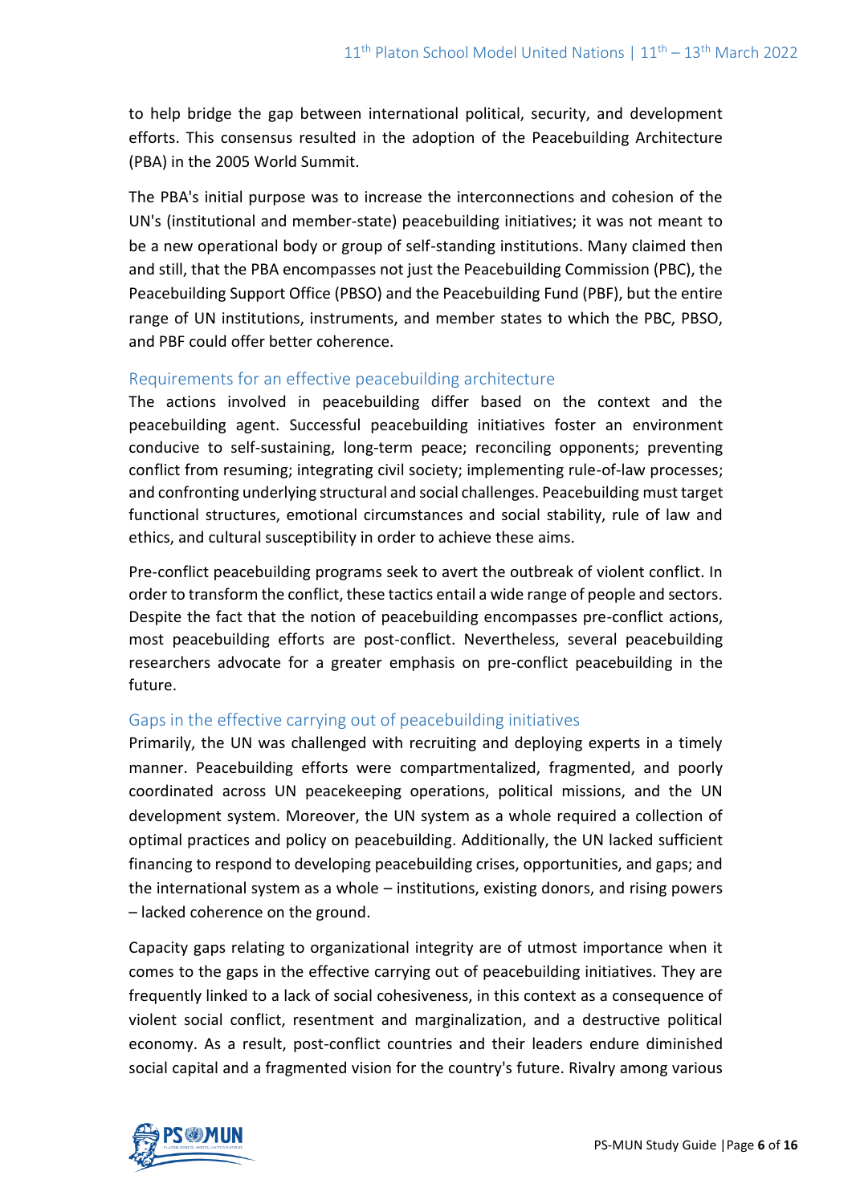to help bridge the gap between international political, security, and development efforts. This consensus resulted in the adoption of the Peacebuilding Architecture (PBA) in the 2005 World Summit.

The PBA's initial purpose was to increase the interconnections and cohesion of the UN's (institutional and member-state) peacebuilding initiatives; it was not meant to be a new operational body or group of self-standing institutions. Many claimed then and still, that the PBA encompasses not just the Peacebuilding Commission (PBC), the Peacebuilding Support Office (PBSO) and the Peacebuilding Fund (PBF), but the entire range of UN institutions, instruments, and member states to which the PBC, PBSO, and PBF could offer better coherence.

### Requirements for an effective peacebuilding architecture

The actions involved in peacebuilding differ based on the context and the peacebuilding agent. Successful peacebuilding initiatives foster an environment conducive to self-sustaining, long-term peace; reconciling opponents; preventing conflict from resuming; integrating civil society; implementing rule-of-law processes; and confronting underlying structural and social challenges. Peacebuilding must target functional structures, emotional circumstances and social stability, rule of law and ethics, and cultural susceptibility in order to achieve these aims.

Pre-conflict peacebuilding programs seek to avert the outbreak of violent conflict. In order to transform the conflict, these tactics entail a wide range of people and sectors. Despite the fact that the notion of peacebuilding encompasses pre-conflict actions, most peacebuilding efforts are post-conflict. Nevertheless, several peacebuilding researchers advocate for a greater emphasis on pre-conflict peacebuilding in the future.

### Gaps in the effective carrying out of peacebuilding initiatives

Primarily, the UN was challenged with recruiting and deploying experts in a timely manner. Peacebuilding efforts were compartmentalized, fragmented, and poorly coordinated across UN peacekeeping operations, political missions, and the UN development system. Moreover, the UN system as a whole required a collection of optimal practices and policy on peacebuilding. Additionally, the UN lacked sufficient financing to respond to developing peacebuilding crises, opportunities, and gaps; and the international system as a whole – institutions, existing donors, and rising powers – lacked coherence on the ground.

Capacity gaps relating to organizational integrity are of utmost importance when it comes to the gaps in the effective carrying out of peacebuilding initiatives. They are frequently linked to a lack of social cohesiveness, in this context as a consequence of violent social conflict, resentment and marginalization, and a destructive political economy. As a result, post-conflict countries and their leaders endure diminished social capital and a fragmented vision for the country's future. Rivalry among various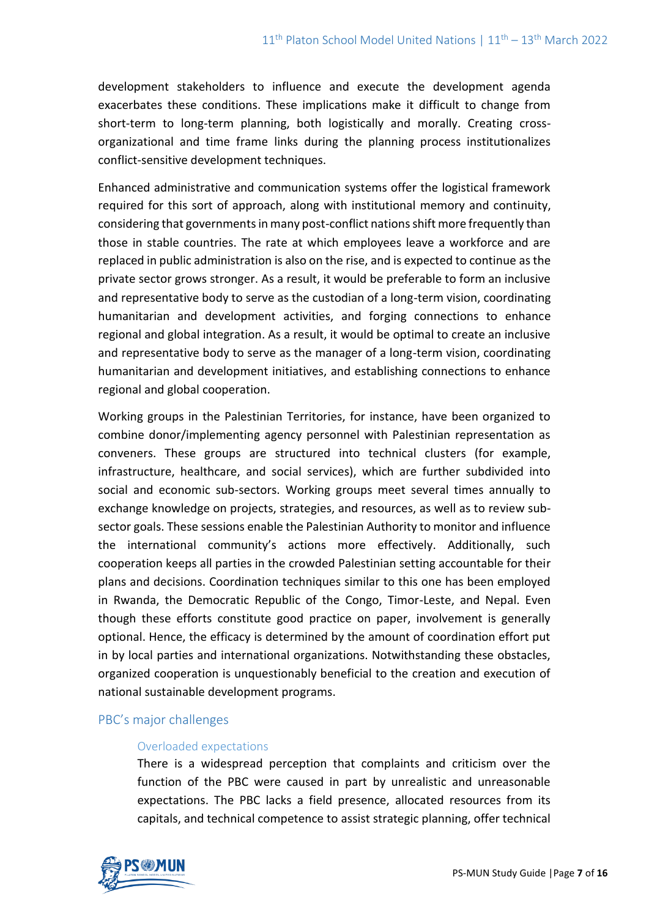development stakeholders to influence and execute the development agenda exacerbates these conditions. These implications make it difficult to change from short-term to long-term planning, both logistically and morally. Creating cross-organizational and time frame links during the planning process institutionalizes conflict-sensitive development techniques.

Enhanced administrative and communication systems offer the logistical framework required for this sort of approach, along with institutional memory and continuity, considering that governments in many post-conflict nations shift more frequently than those in stable countries. The rate at which employees leave a workforce and are replaced in public administration is also on the rise, and is expected to continue as the private sector grows stronger. As a result, it would be preferable to form an inclusive and representative body to serve as the custodian of a long-term vision, coordinating humanitarian and development activities, and forging connections to enhance regional and global integration. As a result, it would be optimal to create an inclusive and representative body to serve as the manager of a long-term vision, coordinating humanitarian and development initiatives, and establishing connections to enhance regional and global cooperation.

Working groups in the Palestinian Territories, for instance, have been organized to combine donor/implementing agency personnel with Palestinian representation as conveners. These groups are structured into technical clusters (for example, infrastructure, healthcare, and social services), which are further subdivided into social and economic sub-sectors. Working groups meet several times annually to exchange knowledge on projects, strategies, and resources, as well as to review sub-sector goals. These sessions enable the Palestinian Authority to monitor and influence the international community's actions more effectively. Additionally, such cooperation keeps all parties in the crowded Palestinian setting accountable for their plans and decisions. Coordination techniques similar to this one has been employed in Rwanda, the Democratic Republic of the Congo, Timor-Leste, and Nepal. Even though these efforts constitute good practice on paper, involvement is generally optional. Hence, the efficacy is determined by the amount of coordination effort put in by local parties and international organizations. Notwithstanding these obstacles, organized cooperation is unquestionably beneficial to the creation and execution of national sustainable development programs.

## PBC's major challenges

### Overloaded expectations

There is a widespread perception that complaints and criticism over the function of the PBC were caused in part by unrealistic and unreasonable expectations. The PBC lacks a field presence, allocated resources from its capitals, and technical competence to assist strategic planning, offer technical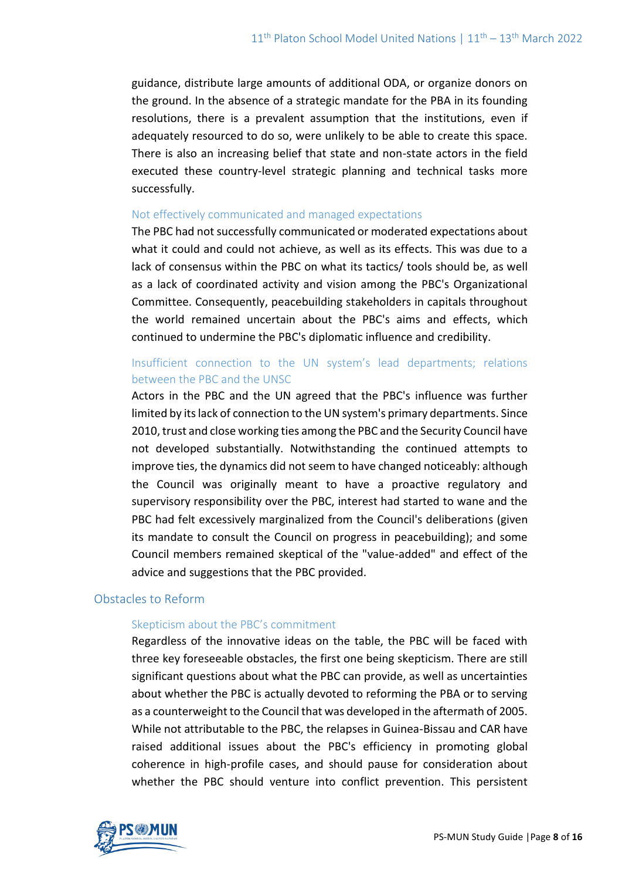guidance, distribute large amounts of additional ODA, or organize donors on the ground. In the absence of a strategic mandate for the PBA in its founding resolutions, there is a prevalent assumption that the institutions, even if adequately resourced to do so, were unlikely to be able to create this space. There is also an increasing belief that state and non-state actors in the field executed these country-level strategic planning and technical tasks more successfully.

#### Not effectively communicated and managed expectations

The PBC had not successfully communicated or moderated expectations about what it could and could not achieve, as well as its effects. This was due to a lack of consensus within the PBC on what its tactics/ tools should be, as well as a lack of coordinated activity and vision among the PBC's Organizational Committee. Consequently, peacebuilding stakeholders in capitals throughout the world remained uncertain about the PBC's aims and effects, which continued to undermine the PBC's diplomatic influence and credibility.

#### Insufficient connection to the UN system's lead departments; relations between the PBC and the UNSC

Actors in the PBC and the UN agreed that the PBC's influence was further limited by its lack of connection to the UN system's primary departments. Since 2010, trust and close working ties among the PBC and the Security Council have not developed substantially. Notwithstanding the continued attempts to improve ties, the dynamics did not seem to have changed noticeably: although the Council was originally meant to have a proactive regulatory and supervisory responsibility over the PBC, interest had started to wane and the PBC had felt excessively marginalized from the Council's deliberations (given its mandate to consult the Council on progress in peacebuilding); and some Council members remained skeptical of the "value-added" and effect of the advice and suggestions that the PBC provided.

### Obstacles to Reform

#### Skepticism about the PBC's commitment

Regardless of the innovative ideas on the table, the PBC will be faced with three key foreseeable obstacles, the first one being skepticism. There are still significant questions about what the PBC can provide, as well as uncertainties about whether the PBC is actually devoted to reforming the PBA or to serving as a counterweight to the Council that was developed in the aftermath of 2005. While not attributable to the PBC, the relapses in Guinea-Bissau and CAR have raised additional issues about the PBC's efficiency in promoting global coherence in high-profile cases, and should pause for consideration about whether the PBC should venture into conflict prevention. This persistent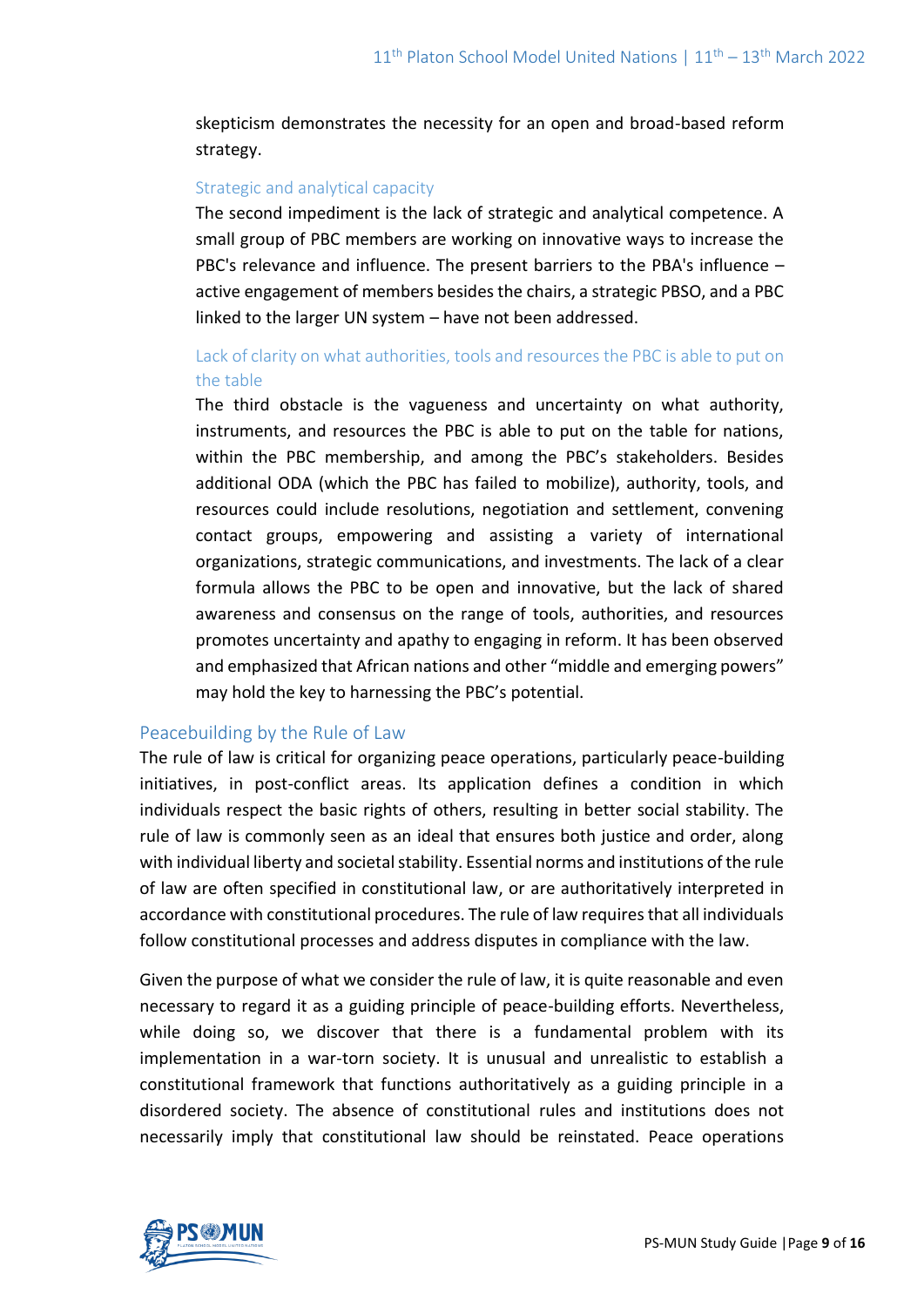skepticism demonstrates the necessity for an open and broad-based reform strategy.

#### Strategic and analytical capacity

The second impediment is the lack of strategic and analytical competence. A small group of PBC members are working on innovative ways to increase the PBC's relevance and influence. The present barriers to the PBA's influence – active engagement of members besides the chairs, a strategic PBSO, and a PBC linked to the larger UN system – have not been addressed.

#### Lack of clarity on what authorities, tools and resources the PBC is able to put on the table

The third obstacle is the vagueness and uncertainty on what authority, instruments, and resources the PBC is able to put on the table for nations, within the PBC membership, and among the PBC's stakeholders. Besides additional ODA (which the PBC has failed to mobilize), authority, tools, and resources could include resolutions, negotiation and settlement, convening contact groups, empowering and assisting a variety of international organizations, strategic communications, and investments. The lack of a clear formula allows the PBC to be open and innovative, but the lack of shared awareness and consensus on the range of tools, authorities, and resources promotes uncertainty and apathy to engaging in reform. It has been observed and emphasized that African nations and other "middle and emerging powers" may hold the key to harnessing the PBC's potential.

### Peacebuilding by the Rule of Law

The rule of law is critical for organizing peace operations, particularly peace-building initiatives, in post-conflict areas. Its application defines a condition in which individuals respect the basic rights of others, resulting in better social stability. The rule of law is commonly seen as an ideal that ensures both justice and order, along with individual liberty and societal stability. Essential norms and institutions of the rule of law are often specified in constitutional law, or are authoritatively interpreted in accordance with constitutional procedures. The rule of law requires that all individuals follow constitutional processes and address disputes in compliance with the law.

Given the purpose of what we consider the rule of law, it is quite reasonable and even necessary to regard it as a guiding principle of peace-building efforts. Nevertheless, while doing so, we discover that there is a fundamental problem with its implementation in a war-torn society. It is unusual and unrealistic to establish a constitutional framework that functions authoritatively as a guiding principle in a disordered society. The absence of constitutional rules and institutions does not necessarily imply that constitutional law should be reinstated. Peace operations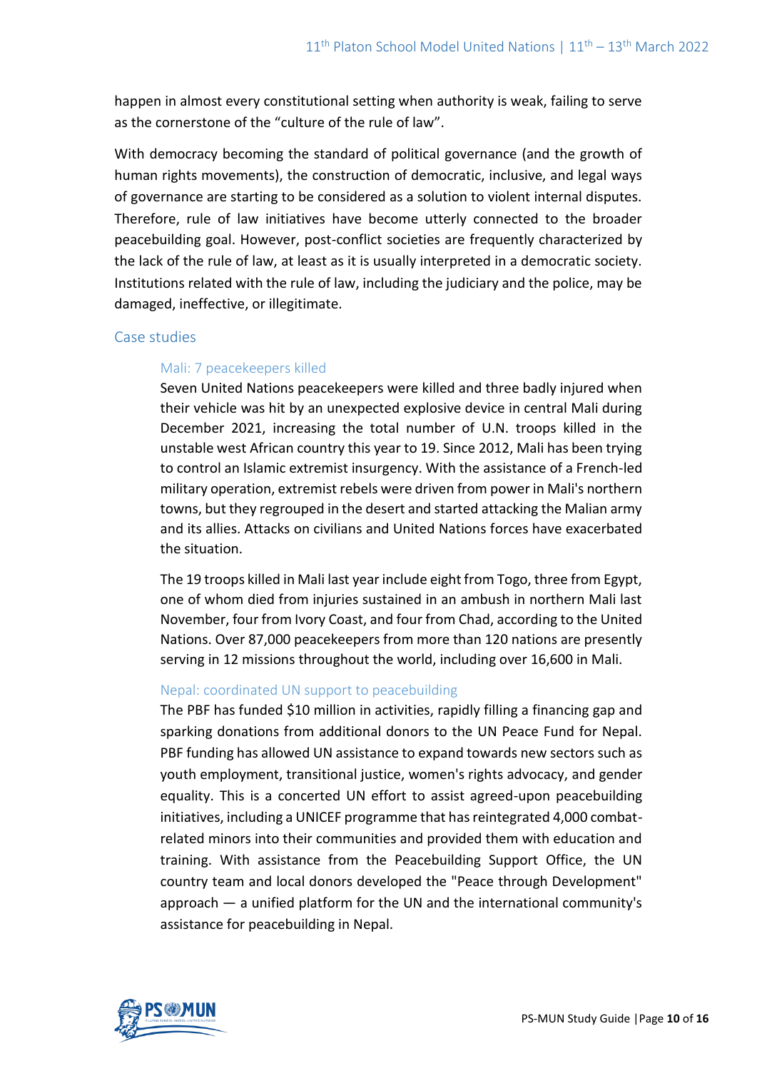happen in almost every constitutional setting when authority is weak, failing to serve as the cornerstone of the "culture of the rule of law".

With democracy becoming the standard of political governance (and the growth of human rights movements), the construction of democratic, inclusive, and legal ways of governance are starting to be considered as a solution to violent internal disputes. Therefore, rule of law initiatives have become utterly connected to the broader peacebuilding goal. However, post-conflict societies are frequently characterized by the lack of the rule of law, at least as it is usually interpreted in a democratic society. Institutions related with the rule of law, including the judiciary and the police, may be damaged, ineffective, or illegitimate.

## Case studies

### Mali: 7 peacekeepers killed

Seven United Nations peacekeepers were killed and three badly injured when their vehicle was hit by an unexpected explosive device in central Mali during December 2021, increasing the total number of U.N. troops killed in the unstable west African country this year to 19. Since 2012, Mali has been trying to control an Islamic extremist insurgency. With the assistance of a French-led military operation, extremist rebels were driven from power in Mali's northern towns, but they regrouped in the desert and started attacking the Malian army and its allies. Attacks on civilians and United Nations forces have exacerbated the situation.

The 19 troops killed in Mali last year include eight from Togo, three from Egypt, one of whom died from injuries sustained in an ambush in northern Mali last November, four from Ivory Coast, and four from Chad, according to the United Nations. Over 87,000 peacekeepers from more than 120 nations are presently serving in 12 missions throughout the world, including over 16,600 in Mali.

### Nepal: coordinated UN support to peacebuilding

The PBF has funded $10 million in activities, rapidly filling a financing gap and sparking donations from additional donors to the UN Peace Fund for Nepal. PBF funding has allowed UN assistance to expand towards new sectors such as youth employment, transitional justice, women's rights advocacy, and gender equality. This is a concerted UN effort to assist agreed-upon peacebuilding initiatives, including a UNICEF programme that has reintegrated 4,000 combat-related minors into their communities and provided them with education and training. With assistance from the Peacebuilding Support Office, the UN country team and local donors developed the "Peace through Development" approach — a unified platform for the UN and the international community's assistance for peacebuilding in Nepal.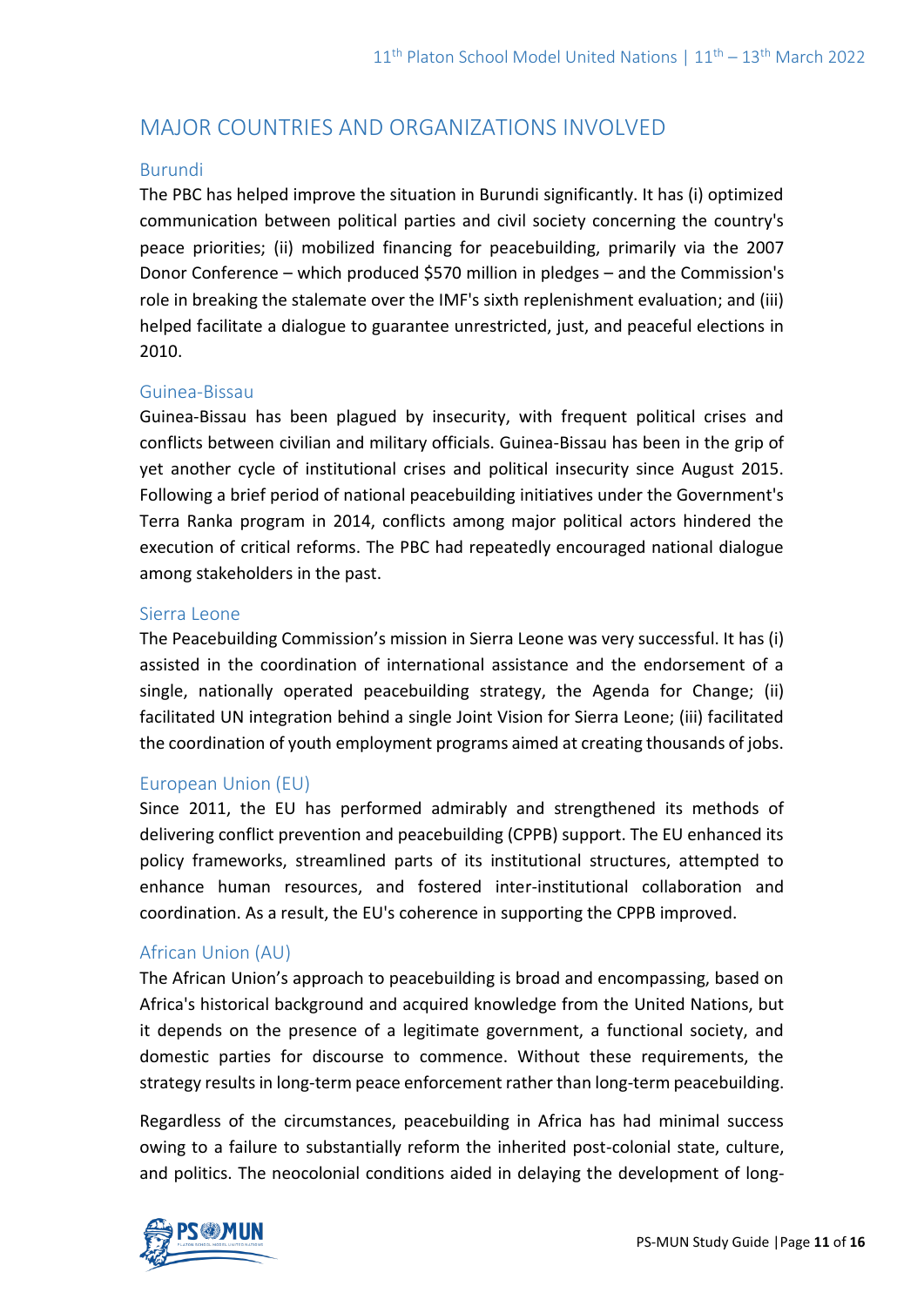## MAJOR COUNTRIES AND ORGANIZATIONS INVOLVED

### Burundi

The PBC has helped improve the situation in Burundi significantly. It has (i) optimized communication between political parties and civil society concerning the country's peace priorities; (ii) mobilized financing for peacebuilding, primarily via the 2007 Donor Conference – which produced $570 million in pledges – and the Commission's role in breaking the stalemate over the IMF's sixth replenishment evaluation; and (iii) helped facilitate a dialogue to guarantee unrestricted, just, and peaceful elections in 2010.

### Guinea-Bissau

Guinea-Bissau has been plagued by insecurity, with frequent political crises and conflicts between civilian and military officials. Guinea-Bissau has been in the grip of yet another cycle of institutional crises and political insecurity since August 2015. Following a brief period of national peacebuilding initiatives under the Government's Terra Ranka program in 2014, conflicts among major political actors hindered the execution of critical reforms. The PBC had repeatedly encouraged national dialogue among stakeholders in the past.

### Sierra Leone

The Peacebuilding Commission's mission in Sierra Leone was very successful. It has (i) assisted in the coordination of international assistance and the endorsement of a single, nationally operated peacebuilding strategy, the Agenda for Change; (ii) facilitated UN integration behind a single Joint Vision for Sierra Leone; (iii) facilitated the coordination of youth employment programs aimed at creating thousands of jobs.

### European Union (EU)

Since 2011, the EU has performed admirably and strengthened its methods of delivering conflict prevention and peacebuilding (CPPB) support. The EU enhanced its policy frameworks, streamlined parts of its institutional structures, attempted to enhance human resources, and fostered inter-institutional collaboration and coordination. As a result, the EU's coherence in supporting the CPPB improved.

### African Union (AU)

The African Union's approach to peacebuilding is broad and encompassing, based on Africa's historical background and acquired knowledge from the United Nations, but it depends on the presence of a legitimate government, a functional society, and domestic parties for discourse to commence. Without these requirements, the strategy results in long-term peace enforcement rather than long-term peacebuilding.

Regardless of the circumstances, peacebuilding in Africa has had minimal success owing to a failure to substantially reform the inherited post-colonial state, culture, and politics. The neocolonial conditions aided in delaying the development of long-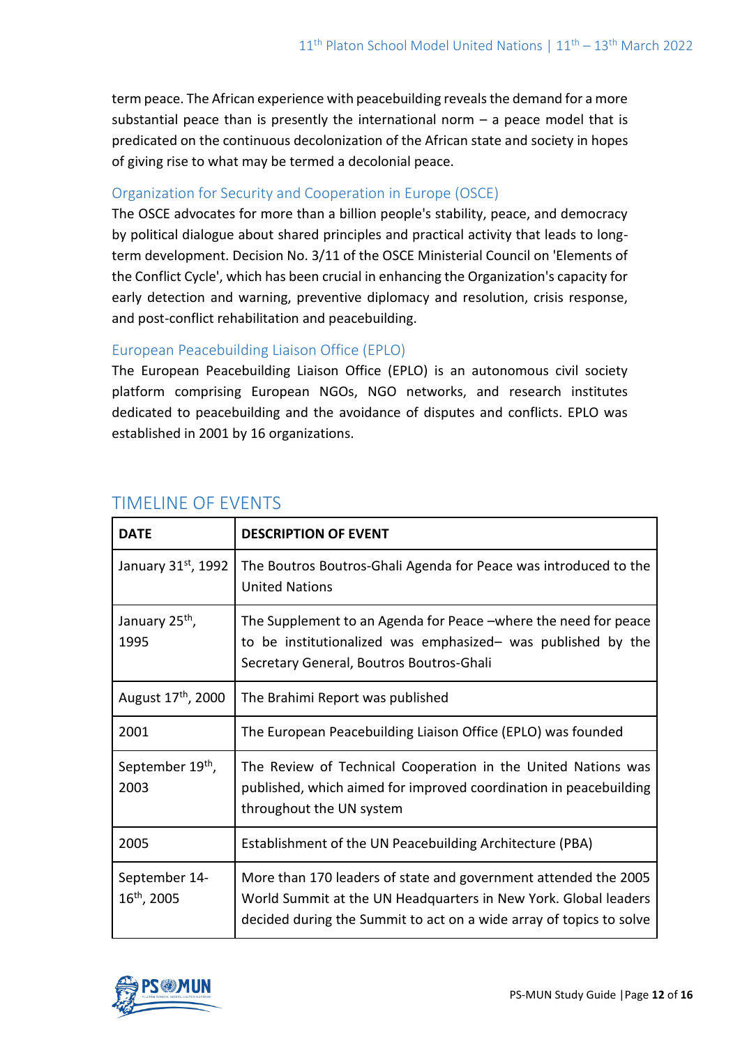term peace. The African experience with peacebuilding reveals the demand for a more substantial peace than is presently the international norm – a peace model that is predicated on the continuous decolonization of the African state and society in hopes of giving rise to what may be termed a decolonial peace.

### Organization for Security and Cooperation in Europe (OSCE)

The OSCE advocates for more than a billion people's stability, peace, and democracy by political dialogue about shared principles and practical activity that leads to long-term development. Decision No. 3/11 of the OSCE Ministerial Council on 'Elements of the Conflict Cycle', which has been crucial in enhancing the Organization's capacity for early detection and warning, preventive diplomacy and resolution, crisis response, and post-conflict rehabilitation and peacebuilding.

### European Peacebuilding Liaison Office (EPLO)

The European Peacebuilding Liaison Office (EPLO) is an autonomous civil society platform comprising European NGOs, NGO networks, and research institutes dedicated to peacebuilding and the avoidance of disputes and conflicts. EPLO was established in 2001 by 16 organizations.

## TIMELINE OF EVENTS

| DATE | DESCRIPTION OF EVENT |
|---|---|
| January 31st, 1992 | The Boutros Boutros-Ghali Agenda for Peace was introduced to the United Nations |
| January 25th, 1995 | The Supplement to an Agenda for Peace –where the need for peace to be institutionalized was emphasized– was published by the Secretary General, Boutros Boutros-Ghali |
| August 17th, 2000 | The Brahimi Report was published |
| 2001 | The European Peacebuilding Liaison Office (EPLO) was founded |
| September 19th, 2003 | The Review of Technical Cooperation in the United Nations was published, which aimed for improved coordination in peacebuilding throughout the UN system |
| 2005 | Establishment of the UN Peacebuilding Architecture (PBA) |
| September 14-16th, 2005 | More than 170 leaders of state and government attended the 2005 World Summit at the UN Headquarters in New York. Global leaders decided during the Summit to act on a wide array of topics to solve |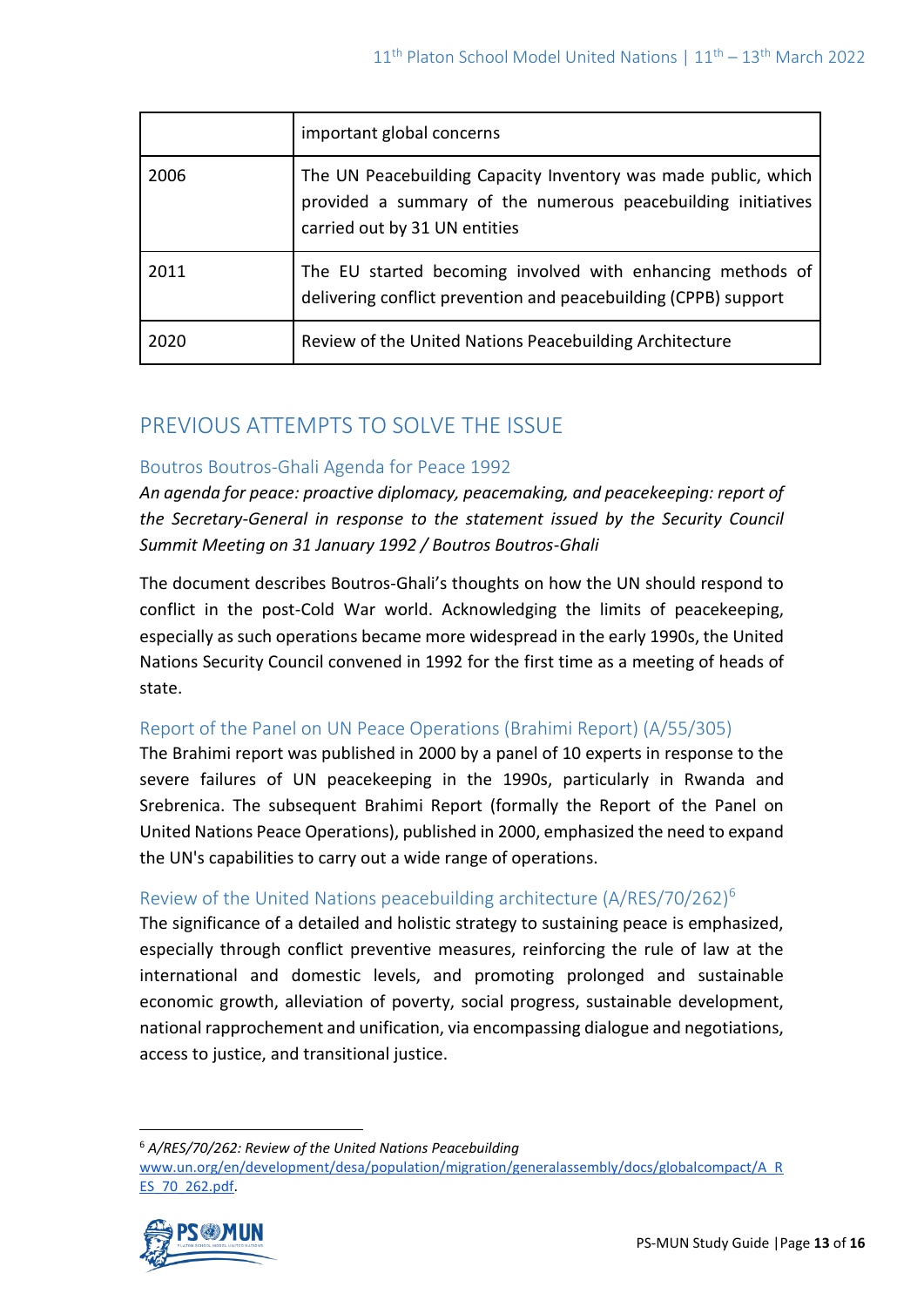|  |  |
| --- | --- |
|  | important global concerns |
| 2006 | The UN Peacebuilding Capacity Inventory was made public, which provided a summary of the numerous peacebuilding initiatives carried out by 31 UN entities |
| 2011 | The EU started becoming involved with enhancing methods of delivering conflict prevention and peacebuilding (CPPB) support |
| 2020 | Review of the United Nations Peacebuilding Architecture |

## PREVIOUS ATTEMPTS TO SOLVE THE ISSUE

### Boutros Boutros-Ghali Agenda for Peace 1992

*An agenda for peace: proactive diplomacy, peacemaking, and peacekeeping: report of the Secretary-General in response to the statement issued by the Security Council Summit Meeting on 31 January 1992 / Boutros Boutros-Ghali*

The document describes Boutros-Ghali's thoughts on how the UN should respond to conflict in the post-Cold War world. Acknowledging the limits of peacekeeping, especially as such operations became more widespread in the early 1990s, the United Nations Security Council convened in 1992 for the first time as a meeting of heads of state.

### Report of the Panel on UN Peace Operations (Brahimi Report) (A/55/305)

The Brahimi report was published in 2000 by a panel of 10 experts in response to the severe failures of UN peacekeeping in the 1990s, particularly in Rwanda and Srebrenica. The subsequent Brahimi Report (formally the Report of the Panel on United Nations Peace Operations), published in 2000, emphasized the need to expand the UN's capabilities to carry out a wide range of operations.

### Review of the United Nations peacebuilding architecture (A/RES/70/262)[6]

The significance of a detailed and holistic strategy to sustaining peace is emphasized, especially through conflict preventive measures, reinforcing the rule of law at the international and domestic levels, and promoting prolonged and sustainable economic growth, alleviation of poverty, social progress, sustainable development, national rapprochement and unification, via encompassing dialogue and negotiations, access to justice, and transitional justice.

---

[6] *A/RES/70/262: Review of the United Nations Peacebuilding* www.un.org/en/development/desa/population/migration/generalassembly/docs/globalcompact/A_RES_70_262.pdf.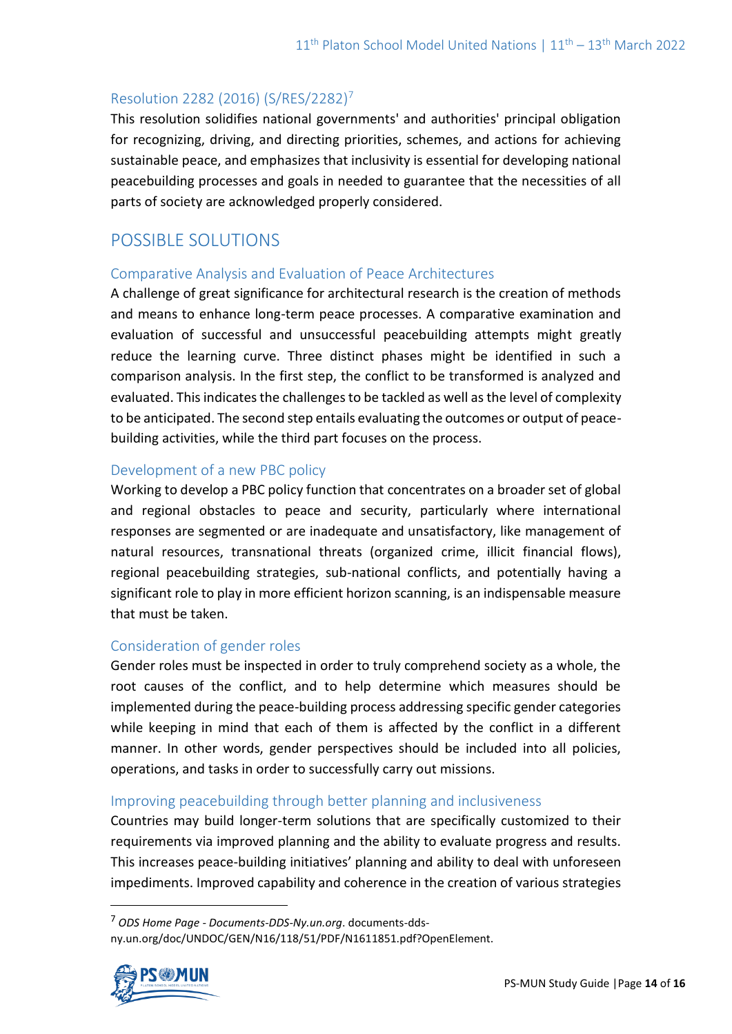### Resolution 2282 (2016) (S/RES/2282)[7]

This resolution solidifies national governments' and authorities' principal obligation for recognizing, driving, and directing priorities, schemes, and actions for achieving sustainable peace, and emphasizes that inclusivity is essential for developing national peacebuilding processes and goals in needed to guarantee that the necessities of all parts of society are acknowledged properly considered.

## POSSIBLE SOLUTIONS

### Comparative Analysis and Evaluation of Peace Architectures

A challenge of great significance for architectural research is the creation of methods and means to enhance long-term peace processes. A comparative examination and evaluation of successful and unsuccessful peacebuilding attempts might greatly reduce the learning curve. Three distinct phases might be identified in such a comparison analysis. In the first step, the conflict to be transformed is analyzed and evaluated. This indicates the challenges to be tackled as well as the level of complexity to be anticipated. The second step entails evaluating the outcomes or output of peace-building activities, while the third part focuses on the process.

### Development of a new PBC policy

Working to develop a PBC policy function that concentrates on a broader set of global and regional obstacles to peace and security, particularly where international responses are segmented or are inadequate and unsatisfactory, like management of natural resources, transnational threats (organized crime, illicit financial flows), regional peacebuilding strategies, sub-national conflicts, and potentially having a significant role to play in more efficient horizon scanning, is an indispensable measure that must be taken.

### Consideration of gender roles

Gender roles must be inspected in order to truly comprehend society as a whole, the root causes of the conflict, and to help determine which measures should be implemented during the peace-building process addressing specific gender categories while keeping in mind that each of them is affected by the conflict in a different manner. In other words, gender perspectives should be included into all policies, operations, and tasks in order to successfully carry out missions.

### Improving peacebuilding through better planning and inclusiveness

Countries may build longer-term solutions that are specifically customized to their requirements via improved planning and the ability to evaluate progress and results. This increases peace-building initiatives' planning and ability to deal with unforeseen impediments. Improved capability and coherence in the creation of various strategies

---

[7] *ODS Home Page - Documents-DDS-Ny.un.org*. documents-dds-ny.un.org/doc/UNDOC/GEN/N16/118/51/PDF/N1611851.pdf?OpenElement.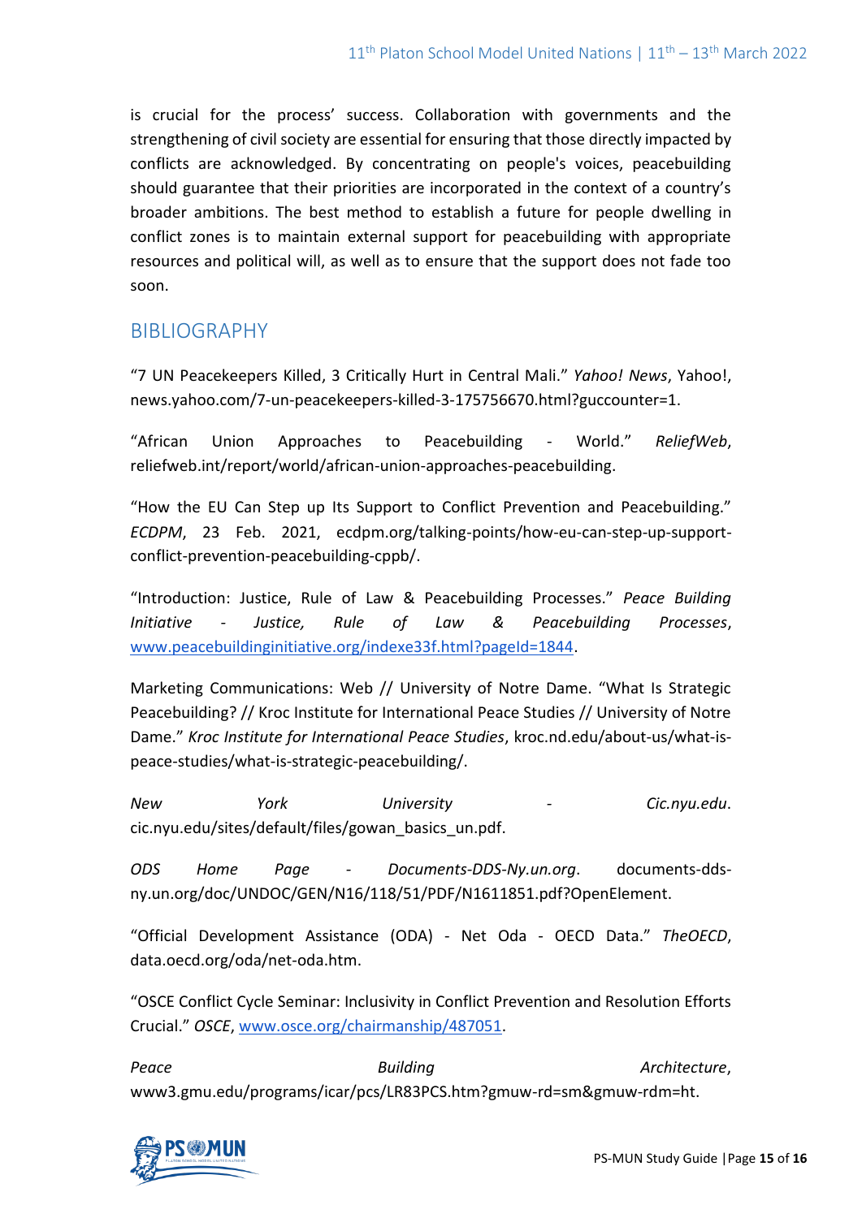is crucial for the process' success. Collaboration with governments and the strengthening of civil society are essential for ensuring that those directly impacted by conflicts are acknowledged. By concentrating on people's voices, peacebuilding should guarantee that their priorities are incorporated in the context of a country's broader ambitions. The best method to establish a future for people dwelling in conflict zones is to maintain external support for peacebuilding with appropriate resources and political will, as well as to ensure that the support does not fade too soon.

## BIBLIOGRAPHY

"7 UN Peacekeepers Killed, 3 Critically Hurt in Central Mali." *Yahoo! News*, Yahoo!, news.yahoo.com/7-un-peacekeepers-killed-3-175756670.html?guccounter=1.

"African Union Approaches to Peacebuilding - World." *ReliefWeb*, reliefweb.int/report/world/african-union-approaches-peacebuilding.

"How the EU Can Step up Its Support to Conflict Prevention and Peacebuilding." *ECDPM*, 23 Feb. 2021, ecdpm.org/talking-points/how-eu-can-step-up-support-conflict-prevention-peacebuilding-cppb/.

"Introduction: Justice, Rule of Law & Peacebuilding Processes." *Peace Building Initiative - Justice, Rule of Law & Peacebuilding Processes*, www.peacebuildinginitiative.org/indexe33f.html?pageId=1844.

Marketing Communications: Web // University of Notre Dame. "What Is Strategic Peacebuilding? // Kroc Institute for International Peace Studies // University of Notre Dame." *Kroc Institute for International Peace Studies*, kroc.nd.edu/about-us/what-is-peace-studies/what-is-strategic-peacebuilding/.

*New York University - Cic.nyu.edu*. cic.nyu.edu/sites/default/files/gowan_basics_un.pdf.

*ODS Home Page - Documents-DDS-Ny.un.org*. documents-dds-ny.un.org/doc/UNDOC/GEN/N16/118/51/PDF/N1611851.pdf?OpenElement.

"Official Development Assistance (ODA) - Net Oda - OECD Data." *TheOECD*, data.oecd.org/oda/net-oda.htm.

"OSCE Conflict Cycle Seminar: Inclusivity in Conflict Prevention and Resolution Efforts Crucial." *OSCE*, www.osce.org/chairmanship/487051.

*Peace Building Architecture*, www3.gmu.edu/programs/icar/pcs/LR83PCS.htm?gmuw-rd=sm&gmuw-rdm=ht.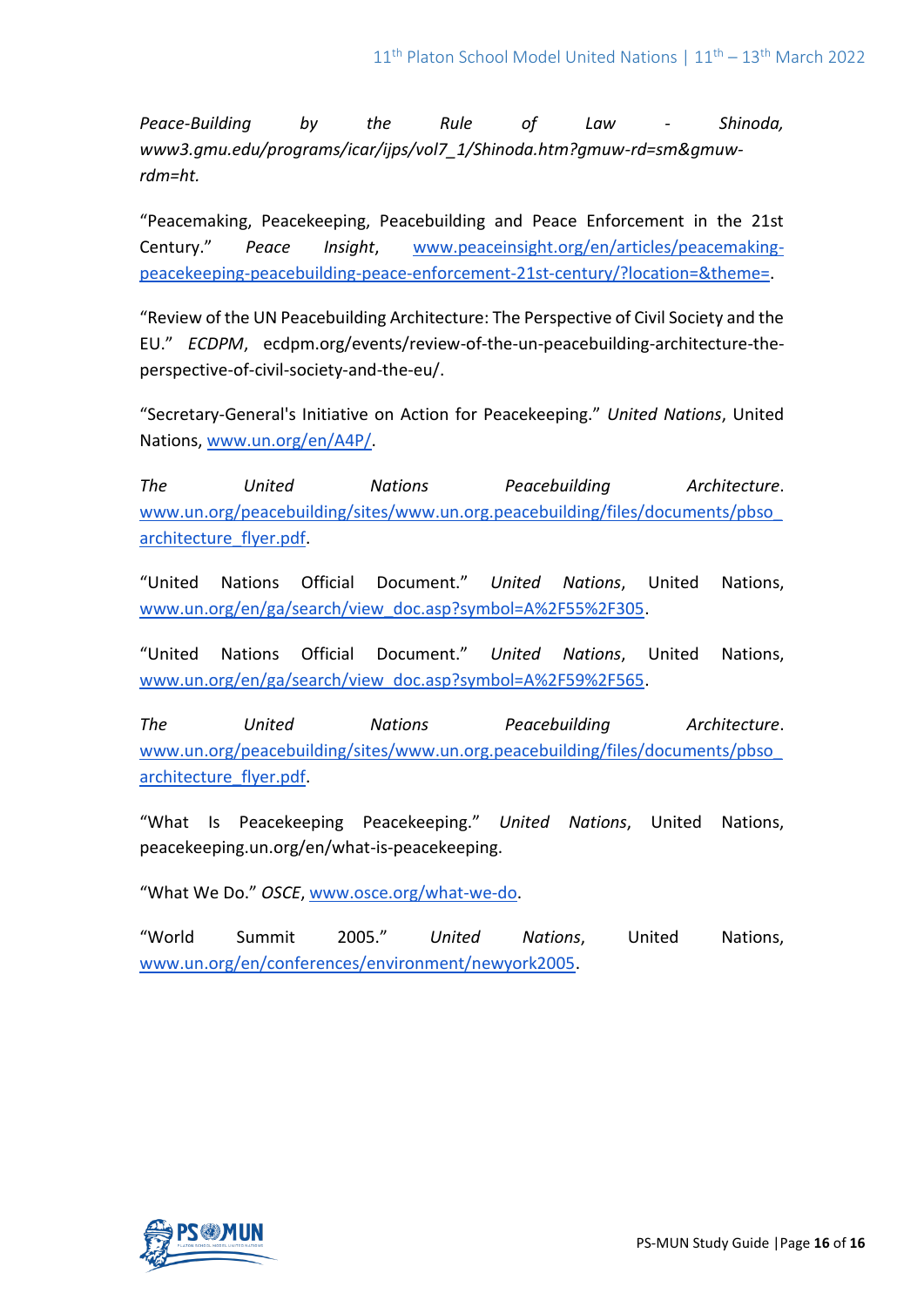*Peace-Building by the Rule of Law - Shinoda, www3.gmu.edu/programs/icar/ijps/vol7_1/Shinoda.htm?gmuw-rd=sm&gmuw-rdm=ht.*

"Peacemaking, Peacekeeping, Peacebuilding and Peace Enforcement in the 21st Century." *Peace Insight*, www.peaceinsight.org/en/articles/peacemaking-peacekeeping-peacebuilding-peace-enforcement-21st-century/?location=&theme=.

"Review of the UN Peacebuilding Architecture: The Perspective of Civil Society and the EU." *ECDPM*, ecdpm.org/events/review-of-the-un-peacebuilding-architecture-the-perspective-of-civil-society-and-the-eu/.

"Secretary-General's Initiative on Action for Peacekeeping." *United Nations*, United Nations, www.un.org/en/A4P/.

*The United Nations Peacebuilding Architecture*. www.un.org/peacebuilding/sites/www.un.org.peacebuilding/files/documents/pbso_architecture_flyer.pdf.

"United Nations Official Document." *United Nations*, United Nations, www.un.org/en/ga/search/view_doc.asp?symbol=A%2F55%2F305.

"United Nations Official Document." *United Nations*, United Nations, www.un.org/en/ga/search/view_doc.asp?symbol=A%2F59%2F565.

*The United Nations Peacebuilding Architecture*. www.un.org/peacebuilding/sites/www.un.org.peacebuilding/files/documents/pbso_architecture_flyer.pdf.

"What Is Peacekeeping Peacekeeping." *United Nations*, United Nations, peacekeeping.un.org/en/what-is-peacekeeping.

"What We Do." *OSCE*, www.osce.org/what-we-do.

"World Summit 2005." *United Nations*, United Nations, www.un.org/en/conferences/environment/newyork2005.